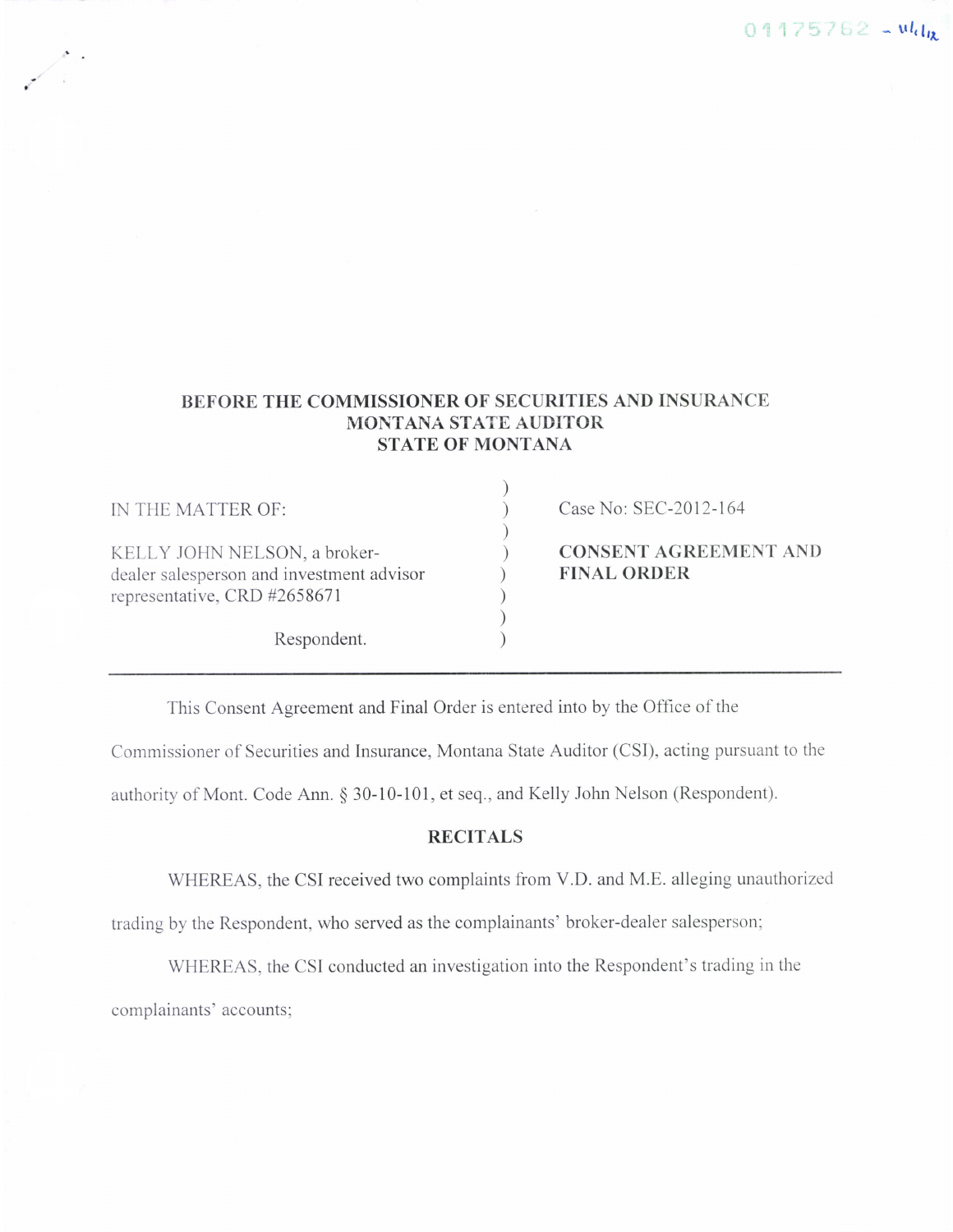01175762 - ul1/12

**BEFORE THE COMMISSIONER OF SECURITIES AND INSURANCE**
**MONTANA STATE AUDITOR**
**STATE OF MONTANA**

| | |
|---|---|
| IN THE MATTER OF:<br><br>KELLY JOHN NELSON, a broker-dealer salesperson and investment advisor representative, CRD #2658671<br><br>Respondent. | Case No: SEC-2012-164<br><br>**CONSENT AGREEMENT AND FINAL ORDER** |

This Consent Agreement and Final Order is entered into by the Office of the Commissioner of Securities and Insurance, Montana State Auditor (CSI), acting pursuant to the authority of Mont. Code Ann. § 30-10-101, et seq., and Kelly John Nelson (Respondent).

## RECITALS

WHEREAS, the CSI received two complaints from V.D. and M.E. alleging unauthorized trading by the Respondent, who served as the complainants' broker-dealer salesperson;

WHEREAS, the CSI conducted an investigation into the Respondent's trading in the complainants' accounts;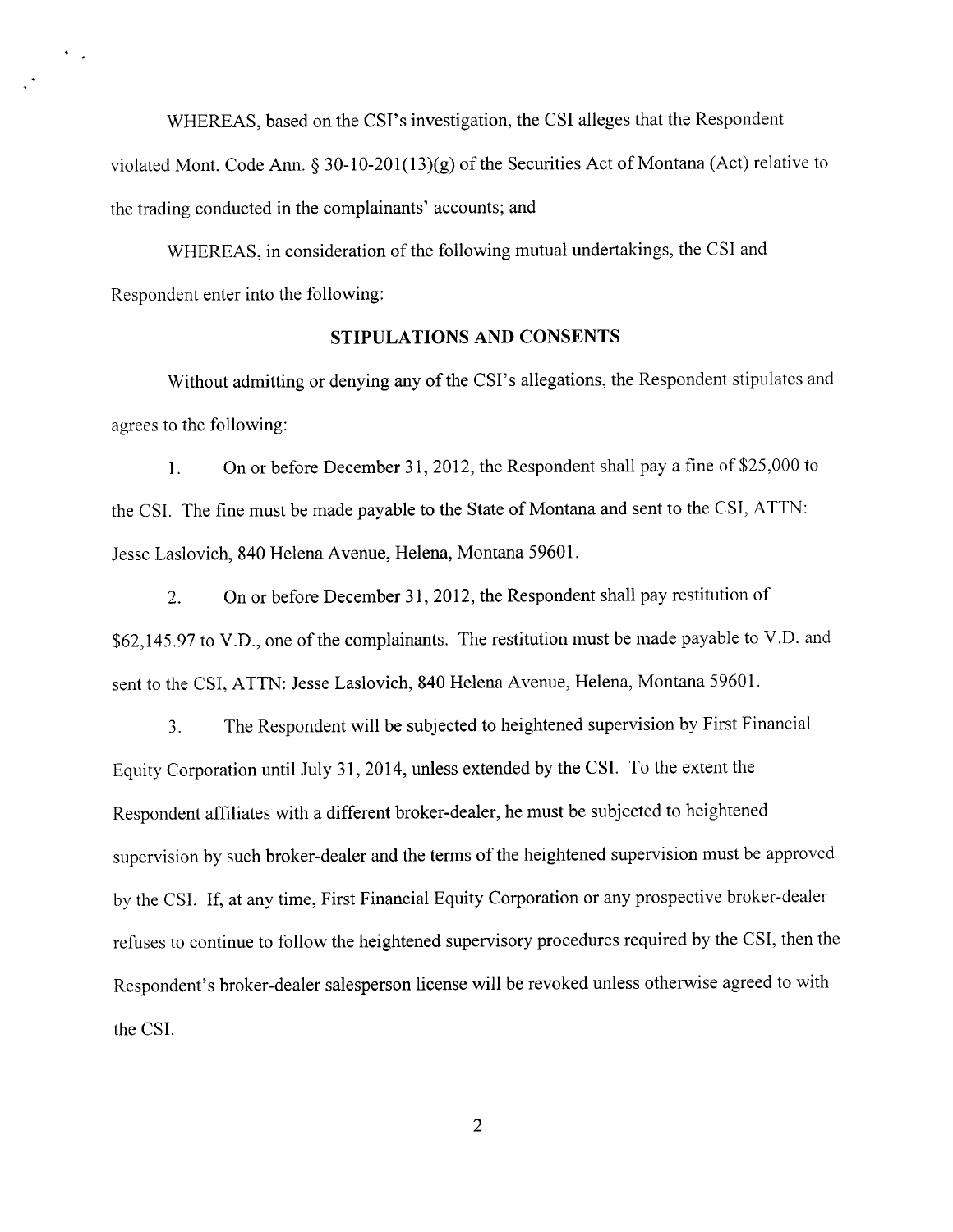WHEREAS, based on the CSI's investigation, the CSI alleges that the Respondent violated Mont. Code Ann. § 30-10-201(13)(g) of the Securities Act of Montana (Act) relative to the trading conducted in the complainants' accounts; and

WHEREAS, in consideration of the following mutual undertakings, the CSI and Respondent enter into the following:

## STIPULATIONS AND CONSENTS

Without admitting or denying any of the CSI's allegations, the Respondent stipulates and agrees to the following:

1. On or before December 31, 2012, the Respondent shall pay a fine of $25,000 to the CSI. The fine must be made payable to the State of Montana and sent to the CSI, ATTN: Jesse Laslovich, 840 Helena Avenue, Helena, Montana 59601.

2. On or before December 31, 2012, the Respondent shall pay restitution of $62,145.97 to V.D., one of the complainants. The restitution must be made payable to V.D. and sent to the CSI, ATTN: Jesse Laslovich, 840 Helena Avenue, Helena, Montana 59601.

3. The Respondent will be subjected to heightened supervision by First Financial Equity Corporation until July 31, 2014, unless extended by the CSI. To the extent the Respondent affiliates with a different broker-dealer, he must be subjected to heightened supervision by such broker-dealer and the terms of the heightened supervision must be approved by the CSI. If, at any time, First Financial Equity Corporation or any prospective broker-dealer refuses to continue to follow the heightened supervisory procedures required by the CSI, then the Respondent's broker-dealer salesperson license will be revoked unless otherwise agreed to with the CSI.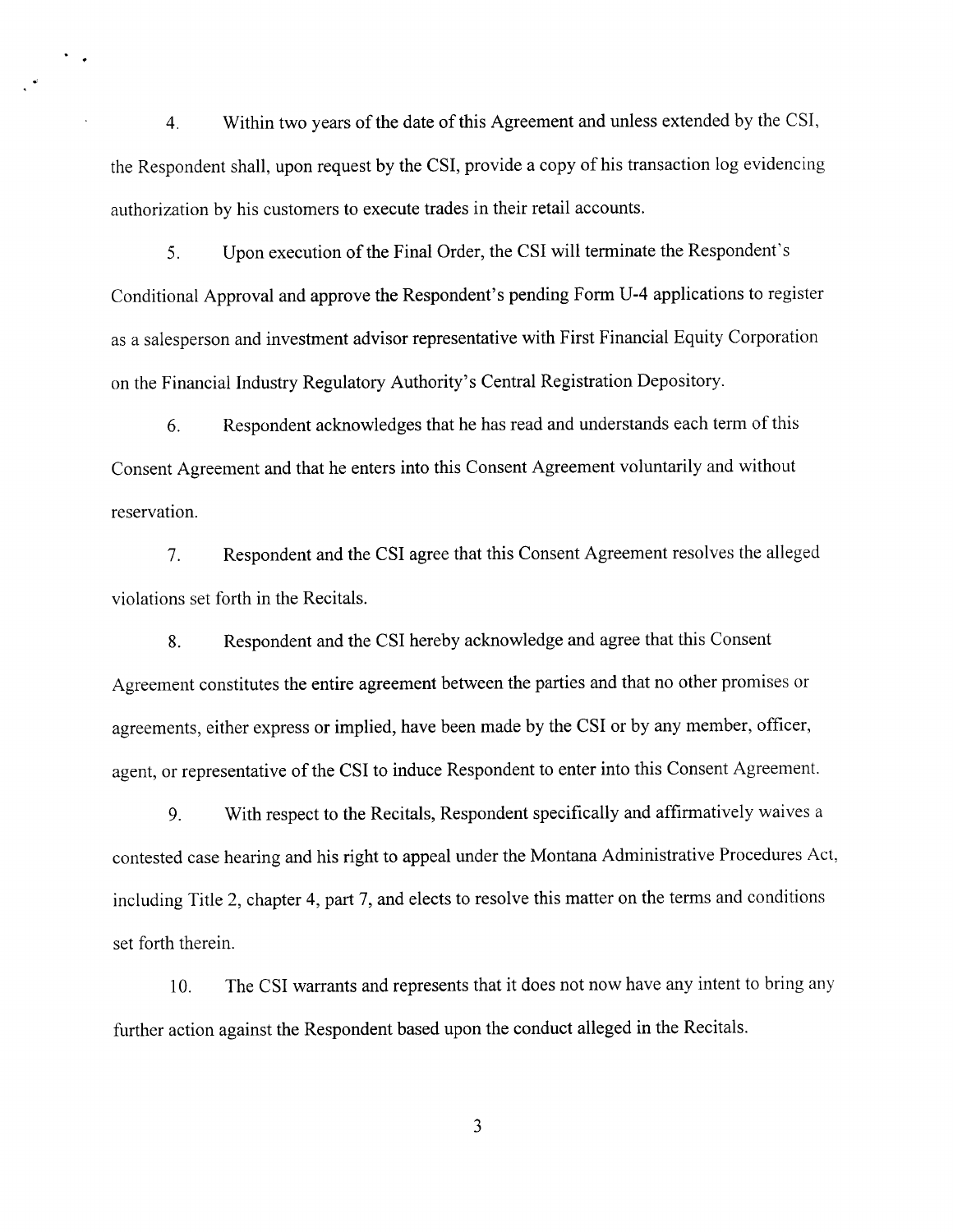4. Within two years of the date of this Agreement and unless extended by the CSI, the Respondent shall, upon request by the CSI, provide a copy of his transaction log evidencing authorization by his customers to execute trades in their retail accounts.

5. Upon execution of the Final Order, the CSI will terminate the Respondent's Conditional Approval and approve the Respondent's pending Form U-4 applications to register as a salesperson and investment advisor representative with First Financial Equity Corporation on the Financial Industry Regulatory Authority's Central Registration Depository.

6. Respondent acknowledges that he has read and understands each term of this Consent Agreement and that he enters into this Consent Agreement voluntarily and without reservation.

7. Respondent and the CSI agree that this Consent Agreement resolves the alleged violations set forth in the Recitals.

8. Respondent and the CSI hereby acknowledge and agree that this Consent Agreement constitutes the entire agreement between the parties and that no other promises or agreements, either express or implied, have been made by the CSI or by any member, officer, agent, or representative of the CSI to induce Respondent to enter into this Consent Agreement.

9. With respect to the Recitals, Respondent specifically and affirmatively waives a contested case hearing and his right to appeal under the Montana Administrative Procedures Act, including Title 2, chapter 4, part 7, and elects to resolve this matter on the terms and conditions set forth therein.

10. The CSI warrants and represents that it does not now have any intent to bring any further action against the Respondent based upon the conduct alleged in the Recitals.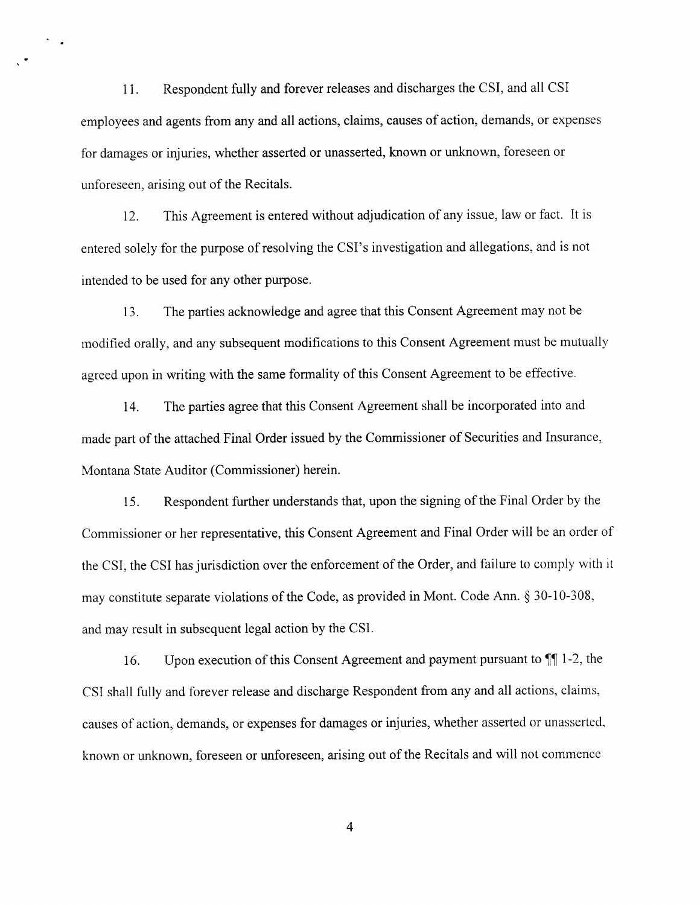11. Respondent fully and forever releases and discharges the CSI, and all CSI employees and agents from any and all actions, claims, causes of action, demands, or expenses for damages or injuries, whether asserted or unasserted, known or unknown, foreseen or unforeseen, arising out of the Recitals.

12. This Agreement is entered without adjudication of any issue, law or fact. It is entered solely for the purpose of resolving the CSI's investigation and allegations, and is not intended to be used for any other purpose.

13. The parties acknowledge and agree that this Consent Agreement may not be modified orally, and any subsequent modifications to this Consent Agreement must be mutually agreed upon in writing with the same formality of this Consent Agreement to be effective.

14. The parties agree that this Consent Agreement shall be incorporated into and made part of the attached Final Order issued by the Commissioner of Securities and Insurance, Montana State Auditor (Commissioner) herein.

15. Respondent further understands that, upon the signing of the Final Order by the Commissioner or her representative, this Consent Agreement and Final Order will be an order of the CSI, the CSI has jurisdiction over the enforcement of the Order, and failure to comply with it may constitute separate violations of the Code, as provided in Mont. Code Ann. § 30-10-308, and may result in subsequent legal action by the CSI.

16. Upon execution of this Consent Agreement and payment pursuant to ¶¶ 1-2, the CSI shall fully and forever release and discharge Respondent from any and all actions, claims, causes of action, demands, or expenses for damages or injuries, whether asserted or unasserted, known or unknown, foreseen or unforeseen, arising out of the Recitals and will not commence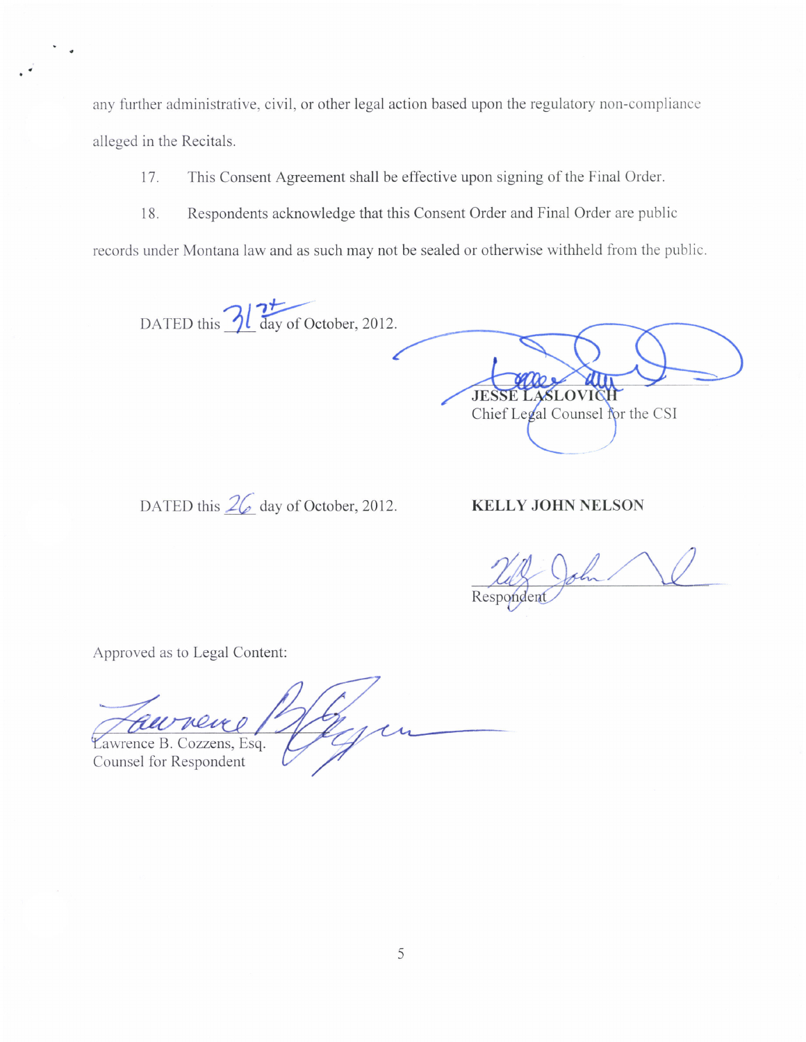any further administrative, civil, or other legal action based upon the regulatory non-compliance alleged in the Recitals.

17. This Consent Agreement shall be effective upon signing of the Final Order.

18. Respondents acknowledge that this Consent Order and Final Order are public records under Montana law and as such may not be sealed or otherwise withheld from the public.

DATED this 31st day of October, 2012.

**JESSE LASLOVICH**
Chief Legal Counsel for the CSI

DATED this 26 day of October, 2012.

**KELLY JOHN NELSON**

Respondent

Approved as to Legal Content:

Lawrence B. Cozzens, Esq.
Counsel for Respondent